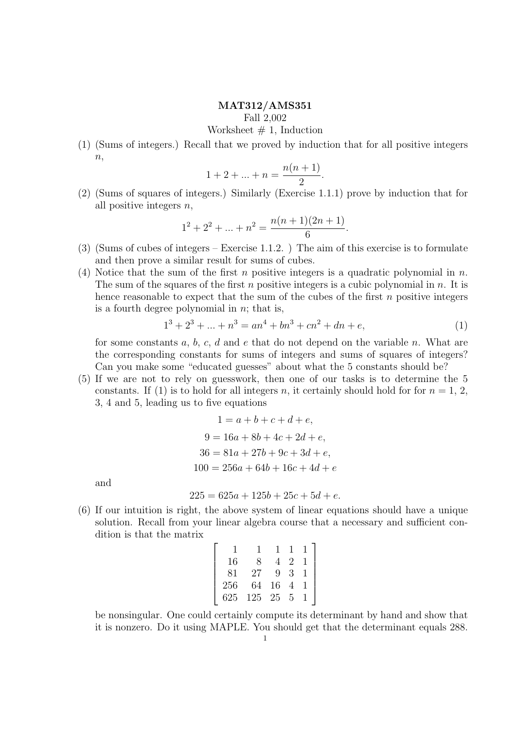**MAT312/AMS351**
Fall 2,002
Worksheet # 1, Induction

(1) (Sums of integers.) Recall that we proved by induction that for all positive integers $n$,
$$1 + 2 + ... + n = \frac{n(n+1)}{2}.$$

(2) (Sums of squares of integers.) Similarly (Exercise 1.1.1) prove by induction that for all positive integers $n$,
$$1^2 + 2^2 + ... + n^2 = \frac{n(n+1)(2n+1)}{6}.$$

(3) (Sums of cubes of integers – Exercise 1.1.2. ) The aim of this exercise is to formulate and then prove a similar result for sums of cubes.

(4) Notice that the sum of the first $n$ positive integers is a quadratic polynomial in $n$. The sum of the squares of the first $n$ positive integers is a cubic polynomial in $n$. It is hence reasonable to expect that the sum of the cubes of the first $n$ positive integers is a fourth degree polynomial in $n$; that is,
$$1^3 + 2^3 + ... + n^3 = an^4 + bn^3 + cn^2 + dn + e, \tag{1}$$
for some constants $a$, $b$, $c$, $d$ and $e$ that do not depend on the variable $n$. What are the corresponding constants for sums of integers and sums of squares of integers? Can you make some "educated guesses" about what the 5 constants should be?

(5) If we are not to rely on guesswork, then one of our tasks is to determine the 5 constants. If (1) is to hold for all integers $n$, it certainly should hold for for $n = 1$, 2, 3, 4 and 5, leading us to five equations
$$1 = a + b + c + d + e,$$
$$9 = 16a + 8b + 4c + 2d + e,$$
$$36 = 81a + 27b + 9c + 3d + e,$$
$$100 = 256a + 64b + 16c + 4d + e$$
and
$$225 = 625a + 125b + 25c + 5d + e.$$

(6) If our intuition is right, the above system of linear equations should have a unique solution. Recall from your linear algebra course that a necessary and sufficient condition is that the matrix
$$\begin{bmatrix} 1 & 1 & 1 & 1 & 1 \\ 16 & 8 & 4 & 2 & 1 \\ 81 & 27 & 9 & 3 & 1 \\ 256 & 64 & 16 & 4 & 1 \\ 625 & 125 & 25 & 5 & 1 \end{bmatrix}$$
be nonsingular. One could certainly compute its determinant by hand and show that it is nonzero. Do it using MAPLE. You should get that the determinant equals 288.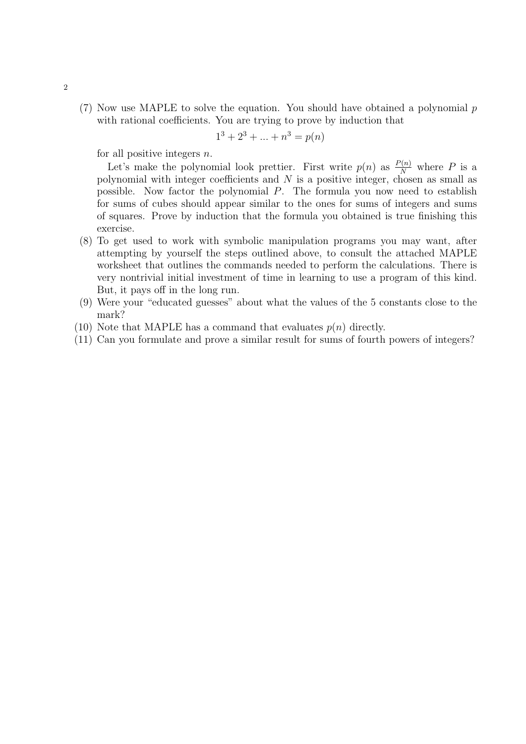(7) Now use MAPLE to solve the equation. You should have obtained a polynomial $p$ with rational coefficients. You are trying to prove by induction that

$$1^3 + 2^3 + ... + n^3 = p(n)$$

for all positive integers $n$.

Let's make the polynomial look prettier. First write $p(n)$ as $\frac{P(n)}{N}$ where $P$ is a polynomial with integer coefficients and $N$ is a positive integer, chosen as small as possible. Now factor the polynomial $P$. The formula you now need to establish for sums of cubes should appear similar to the ones for sums of integers and sums of squares. Prove by induction that the formula you obtained is true finishing this exercise.

(8) To get used to work with symbolic manipulation programs you may want, after attempting by yourself the steps outlined above, to consult the attached MAPLE worksheet that outlines the commands needed to perform the calculations. There is very nontrivial initial investment of time in learning to use a program of this kind. But, it pays off in the long run.

(9) Were your "educated guesses" about what the values of the 5 constants close to the mark?

(10) Note that MAPLE has a command that evaluates $p(n)$ directly.

(11) Can you formulate and prove a similar result for sums of fourth powers of integers?